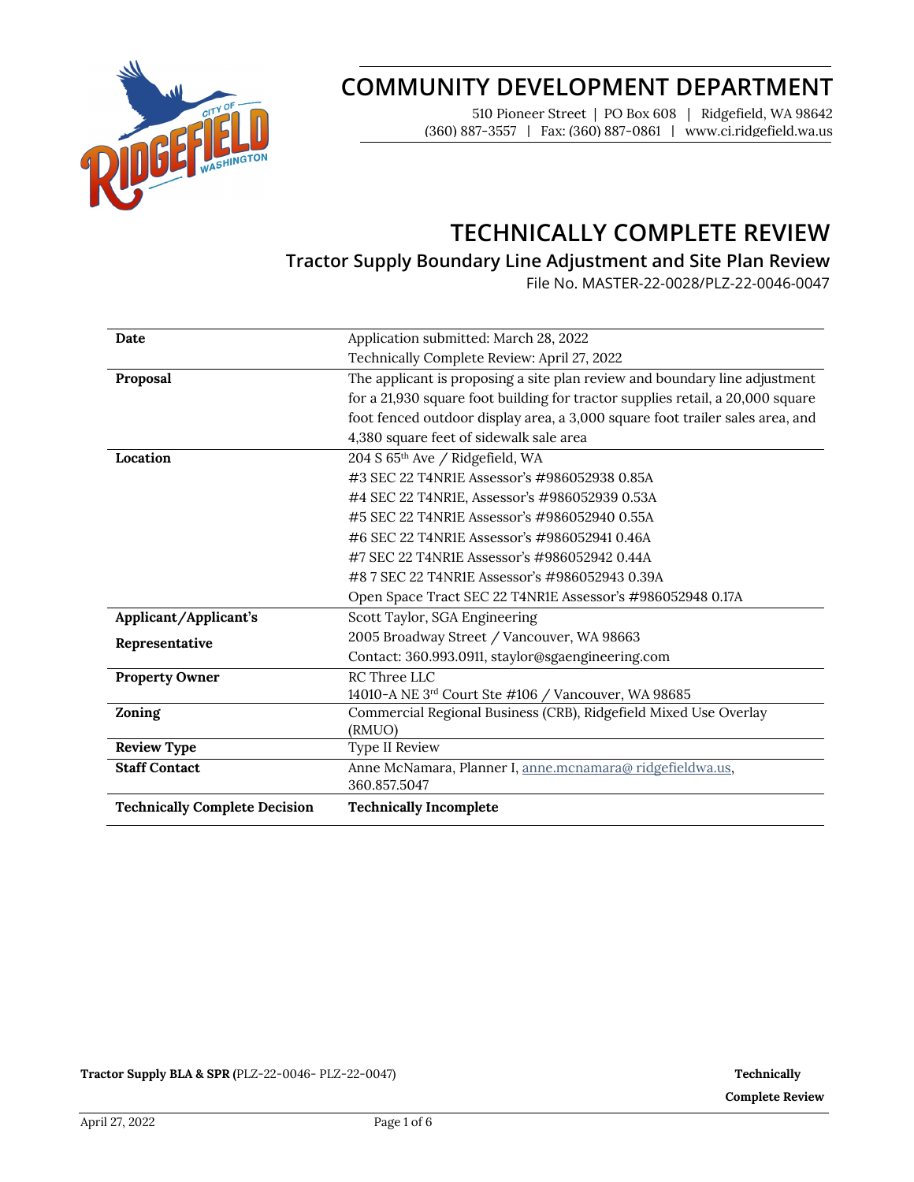# COMMUNITY DEVELOPMENT DEPARTMENT

510 Pioneer Street | PO Box 608 | Ridgefield, WA 98642
(360) 887-3557 | Fax: (360) 887-0861 | www.ci.ridgefield.wa.us

# TECHNICALLY COMPLETE REVIEW

## Tractor Supply Boundary Line Adjustment and Site Plan Review

File No. MASTER-22-0028/PLZ-22-0046-0047

| | |
|---|---|
| **Date** | Application submitted: March 28, 2022<br>Technically Complete Review: April 27, 2022 |
| **Proposal** | The applicant is proposing a site plan review and boundary line adjustment for a 21,930 square foot building for tractor supplies retail, a 20,000 square foot fenced outdoor display area, a 3,000 square foot trailer sales area, and 4,380 square feet of sidewalk sale area |
| **Location** | 204 S 65th Ave / Ridgefield, WA<br>#3 SEC 22 T4NR1E Assessor's #986052938 0.85A<br>#4 SEC 22 T4NR1E, Assessor's #986052939 0.53A<br>#5 SEC 22 T4NR1E Assessor's #986052940 0.55A<br>#6 SEC 22 T4NR1E Assessor's #986052941 0.46A<br>#7 SEC 22 T4NR1E Assessor's #986052942 0.44A<br>#8 7 SEC 22 T4NR1E Assessor's #986052943 0.39A<br>Open Space Tract SEC 22 T4NR1E Assessor's #986052948 0.17A |
| **Applicant/Applicant's Representative** | Scott Taylor, SGA Engineering<br>2005 Broadway Street / Vancouver, WA 98663<br>Contact: 360.993.0911, staylor@sgaengineering.com |
| **Property Owner** | RC Three LLC<br>14010-A NE 3rd Court Ste #106 / Vancouver, WA 98685 |
| **Zoning** | Commercial Regional Business (CRB), Ridgefield Mixed Use Overlay (RMUO) |
| **Review Type** | Type II Review |
| **Staff Contact** | Anne McNamara, Planner I, anne.mcnamara@ ridgefieldwa.us, 360.857.5047 |
| **Technically Complete Decision** | **Technically Incomplete** |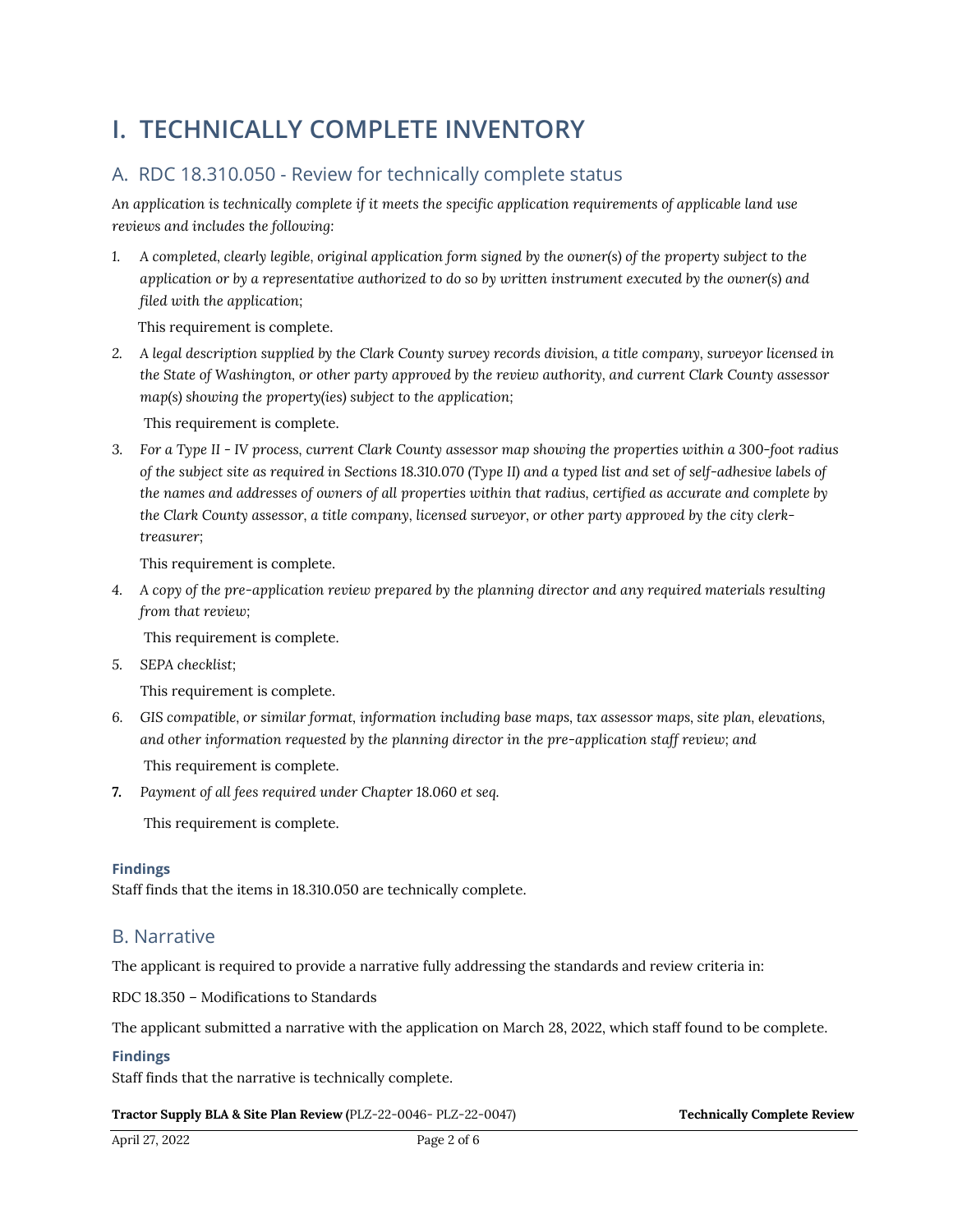# I. TECHNICALLY COMPLETE INVENTORY

## A. RDC 18.310.050 - Review for technically complete status

*An application is technically complete if it meets the specific application requirements of applicable land use reviews and includes the following:*

1. *A completed, clearly legible, original application form signed by the owner(s) of the property subject to the application or by a representative authorized to do so by written instrument executed by the owner(s) and filed with the application;*

   This requirement is complete.

2. *A legal description supplied by the Clark County survey records division, a title company, surveyor licensed in the State of Washington, or other party approved by the review authority, and current Clark County assessor map(s) showing the property(ies) subject to the application;*

   This requirement is complete.

3. *For a Type II - IV process, current Clark County assessor map showing the properties within a 300-foot radius of the subject site as required in Sections 18.310.070 (Type II) and a typed list and set of self-adhesive labels of the names and addresses of owners of all properties within that radius, certified as accurate and complete by the Clark County assessor, a title company, licensed surveyor, or other party approved by the city clerk-treasurer;*

   This requirement is complete.

4. *A copy of the pre-application review prepared by the planning director and any required materials resulting from that review;*

   This requirement is complete.

5. *SEPA checklist;*

   This requirement is complete.

6. *GIS compatible, or similar format, information including base maps, tax assessor maps, site plan, elevations, and other information requested by the planning director in the pre-application staff review; and*

   This requirement is complete.

7. *Payment of all fees required under Chapter 18.060 et seq.*

   This requirement is complete.

**Findings**

Staff finds that the items in 18.310.050 are technically complete.

## B. Narrative

The applicant is required to provide a narrative fully addressing the standards and review criteria in:

RDC 18.350 – Modifications to Standards

The applicant submitted a narrative with the application on March 28, 2022, which staff found to be complete.

**Findings**

Staff finds that the narrative is technically complete.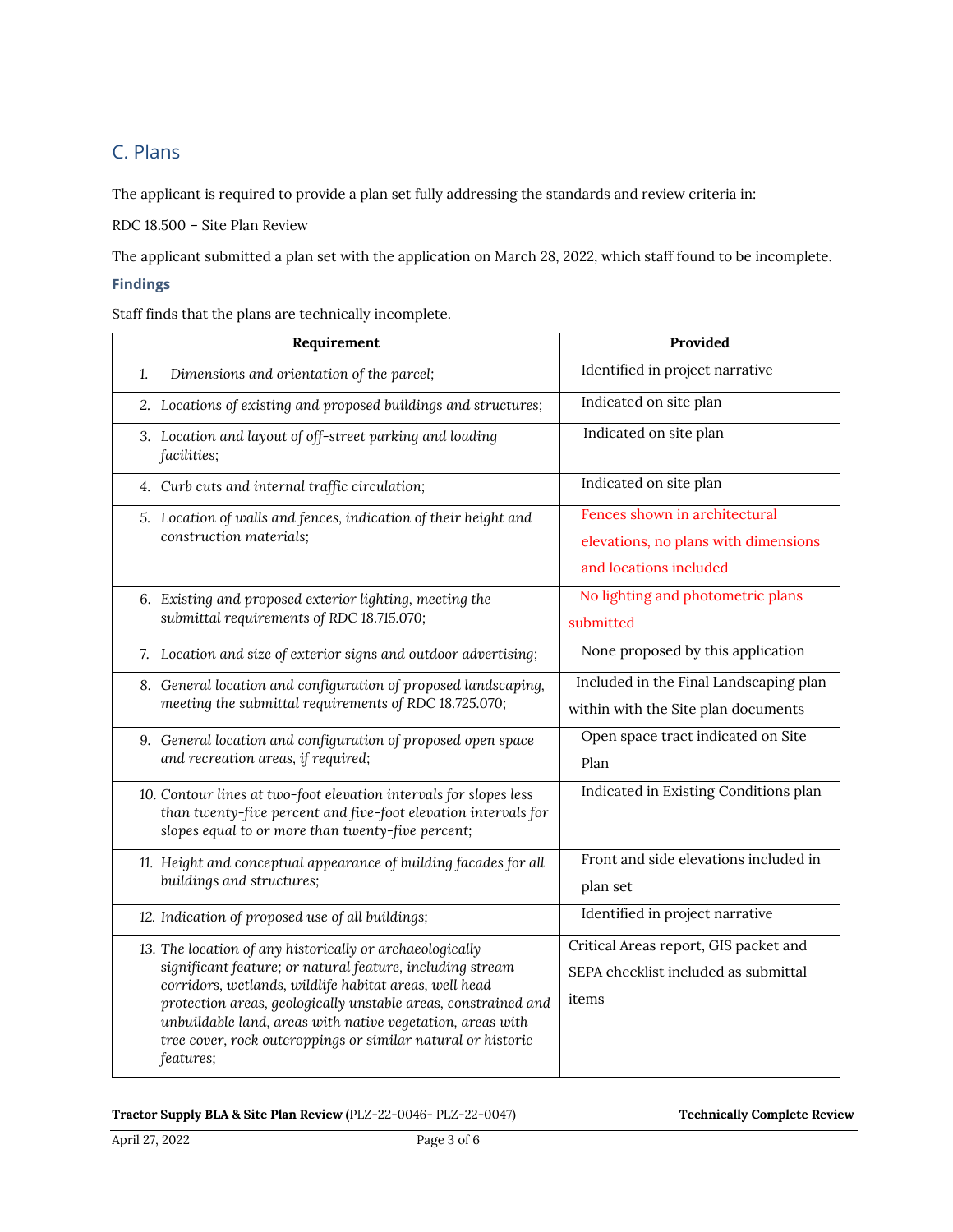## C. Plans

The applicant is required to provide a plan set fully addressing the standards and review criteria in:

RDC 18.500 – Site Plan Review

The applicant submitted a plan set with the application on March 28, 2022, which staff found to be incomplete.

### Findings

Staff finds that the plans are technically incomplete.

| Requirement | Provided |
|---|---|
| 1. *Dimensions and orientation of the parcel;* | Identified in project narrative |
| 2. *Locations of existing and proposed buildings and structures;* | Indicated on site plan |
| 3. *Location and layout of off-street parking and loading facilities;* | Indicated on site plan |
| 4. *Curb cuts and internal traffic circulation;* | Indicated on site plan |
| 5. *Location of walls and fences, indication of their height and construction materials;* | Fences shown in architectural elevations, no plans with dimensions and locations included |
| 6. *Existing and proposed exterior lighting, meeting the submittal requirements of RDC 18.715.070;* | No lighting and photometric plans submitted |
| 7. *Location and size of exterior signs and outdoor advertising;* | None proposed by this application |
| 8. *General location and configuration of proposed landscaping, meeting the submittal requirements of RDC 18.725.070;* | Included in the Final Landscaping plan within with the Site plan documents |
| 9. *General location and configuration of proposed open space and recreation areas, if required;* | Open space tract indicated on Site Plan |
| 10. *Contour lines at two-foot elevation intervals for slopes less than twenty-five percent and five-foot elevation intervals for slopes equal to or more than twenty-five percent;* | Indicated in Existing Conditions plan |
| 11. *Height and conceptual appearance of building facades for all buildings and structures;* | Front and side elevations included in plan set |
| 12. *Indication of proposed use of all buildings;* | Identified in project narrative |
| 13. *The location of any historically or archaeologically significant feature; or natural feature, including stream corridors, wetlands, wildlife habitat areas, well head protection areas, geologically unstable areas, constrained and unbuildable land, areas with native vegetation, areas with tree cover, rock outcroppings or similar natural or historic features;* | Critical Areas report, GIS packet and SEPA checklist included as submittal items |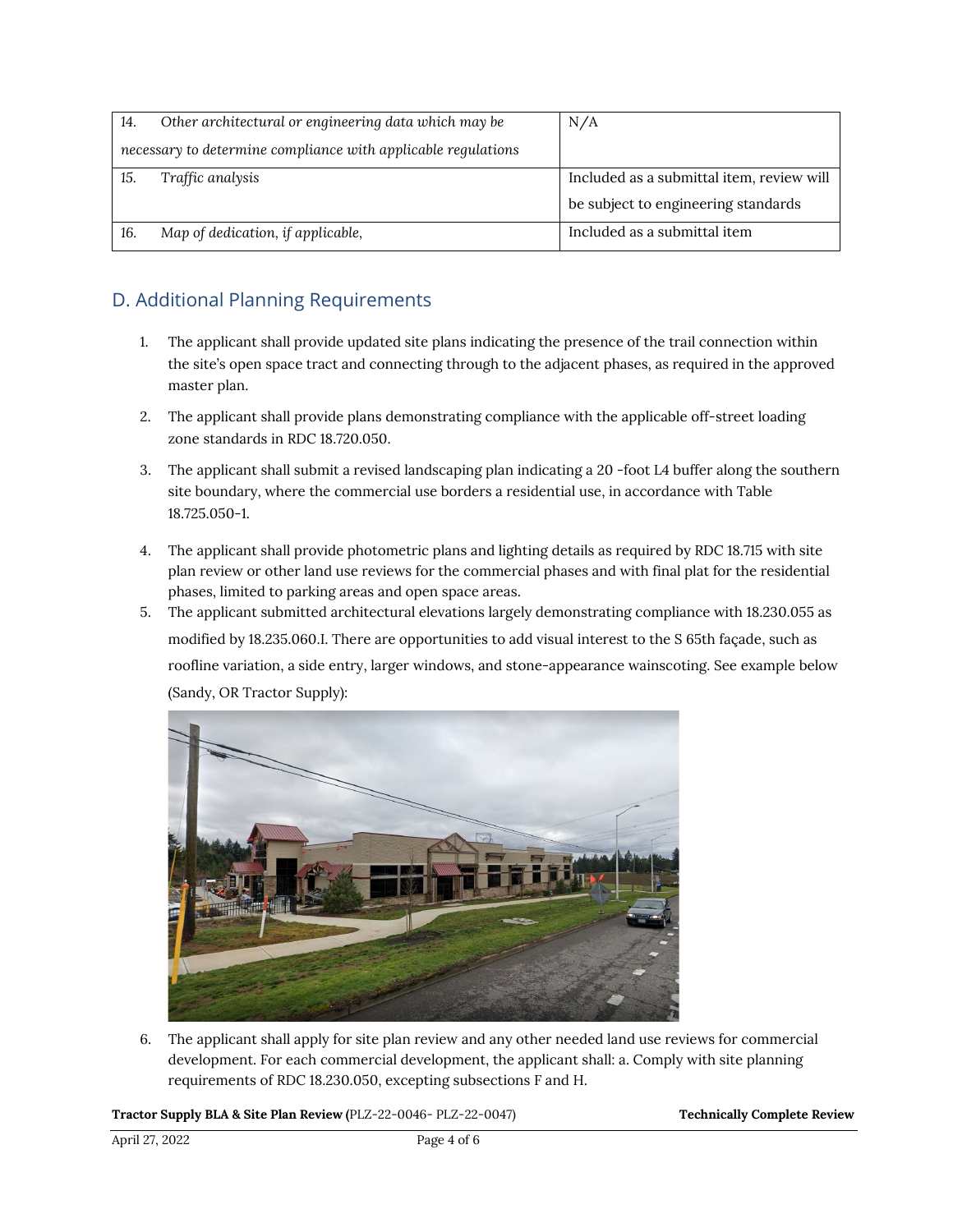| | |
|---|---|
| 14. *Other architectural or engineering data which may be necessary to determine compliance with applicable regulations* | N/A |
| 15. *Traffic analysis* | Included as a submittal item, review will be subject to engineering standards |
| 16. *Map of dedication, if applicable,* | Included as a submittal item |

## D. Additional Planning Requirements

1. The applicant shall provide updated site plans indicating the presence of the trail connection within the site's open space tract and connecting through to the adjacent phases, as required in the approved master plan.

2. The applicant shall provide plans demonstrating compliance with the applicable off-street loading zone standards in RDC 18.720.050.

3. The applicant shall submit a revised landscaping plan indicating a 20 -foot L4 buffer along the southern site boundary, where the commercial use borders a residential use, in accordance with Table 18.725.050-1.

4. The applicant shall provide photometric plans and lighting details as required by RDC 18.715 with site plan review or other land use reviews for the commercial phases and with final plat for the residential phases, limited to parking areas and open space areas.

5. The applicant submitted architectural elevations largely demonstrating compliance with 18.230.055 as modified by 18.235.060.I. There are opportunities to add visual interest to the S 65th façade, such as roofline variation, a side entry, larger windows, and stone-appearance wainscoting. See example below (Sandy, OR Tractor Supply):

6. The applicant shall apply for site plan review and any other needed land use reviews for commercial development. For each commercial development, the applicant shall: a. Comply with site planning requirements of RDC 18.230.050, excepting subsections F and H.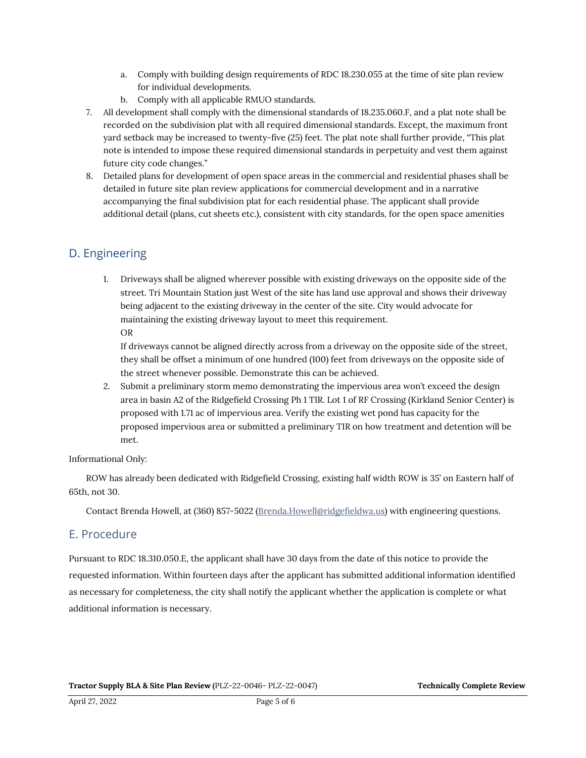a. Comply with building design requirements of RDC 18.230.055 at the time of site plan review for individual developments.
   b. Comply with all applicable RMUO standards.

7. All development shall comply with the dimensional standards of 18.235.060.F, and a plat note shall be recorded on the subdivision plat with all required dimensional standards. Except, the maximum front yard setback may be increased to twenty-five (25) feet. The plat note shall further provide, "This plat note is intended to impose these required dimensional standards in perpetuity and vest them against future city code changes."
8. Detailed plans for development of open space areas in the commercial and residential phases shall be detailed in future site plan review applications for commercial development and in a narrative accompanying the final subdivision plat for each residential phase. The applicant shall provide additional detail (plans, cut sheets etc.), consistent with city standards, for the open space amenities

## D. Engineering

1. Driveways shall be aligned wherever possible with existing driveways on the opposite side of the street. Tri Mountain Station just West of the site has land use approval and shows their driveway being adjacent to the existing driveway in the center of the site. City would advocate for maintaining the existing driveway layout to meet this requirement.
   OR
   If driveways cannot be aligned directly across from a driveway on the opposite side of the street, they shall be offset a minimum of one hundred (100) feet from driveways on the opposite side of the street whenever possible. Demonstrate this can be achieved.
2. Submit a preliminary storm memo demonstrating the impervious area won't exceed the design area in basin A2 of the Ridgefield Crossing Ph 1 TIR. Lot 1 of RF Crossing (Kirkland Senior Center) is proposed with 1.71 ac of impervious area. Verify the existing wet pond has capacity for the proposed impervious area or submitted a preliminary TIR on how treatment and detention will be met.

Informational Only:

ROW has already been dedicated with Ridgefield Crossing, existing half width ROW is 35' on Eastern half of 65th, not 30.

Contact Brenda Howell, at (360) 857-5022 (Brenda.Howell@ridgefieldwa.us) with engineering questions.

## E. Procedure

Pursuant to RDC 18.310.050.E, the applicant shall have 30 days from the date of this notice to provide the requested information. Within fourteen days after the applicant has submitted additional information identified as necessary for completeness, the city shall notify the applicant whether the application is complete or what additional information is necessary.